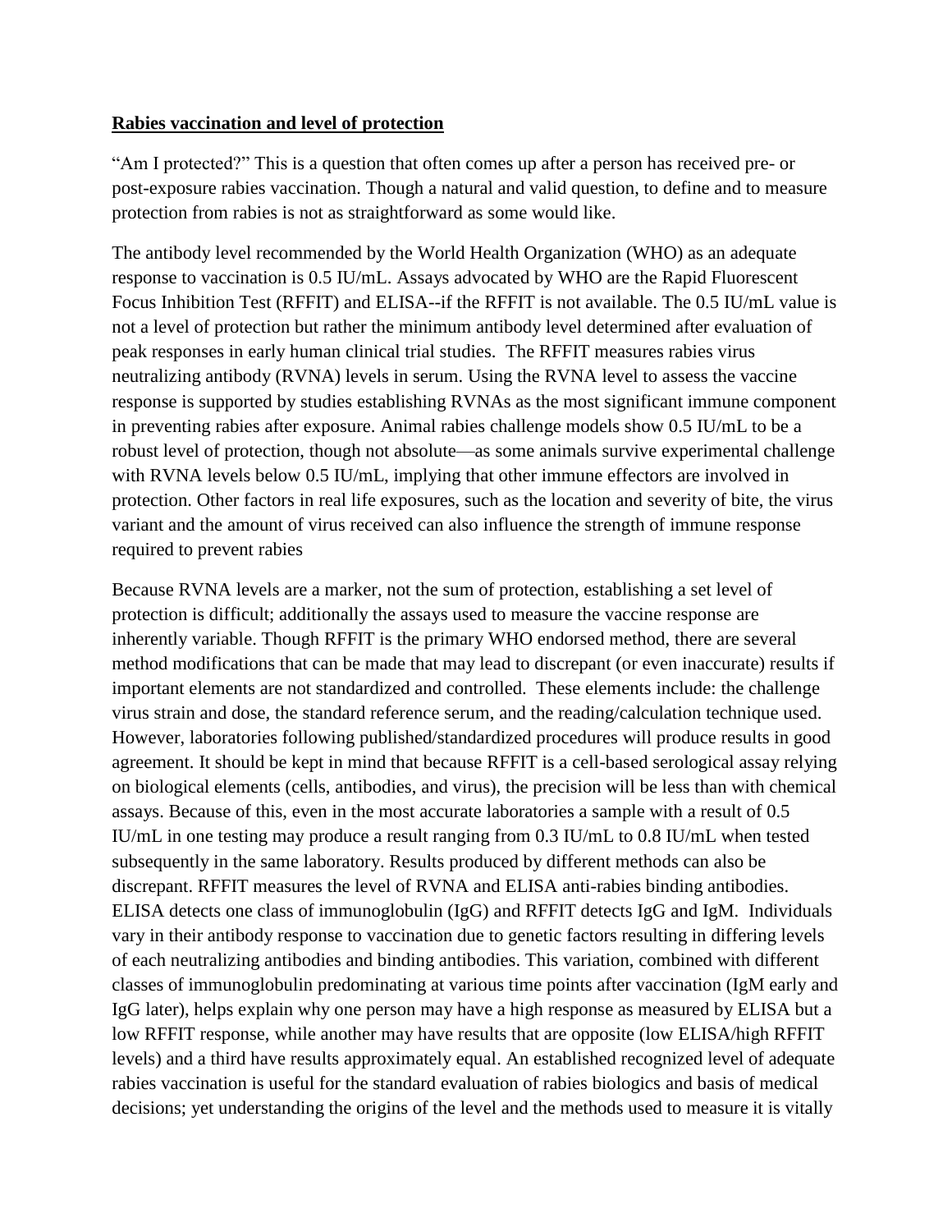**Rabies vaccination and level of protection**

"Am I protected?" This is a question that often comes up after a person has received pre- or post-exposure rabies vaccination. Though a natural and valid question, to define and to measure protection from rabies is not as straightforward as some would like.

The antibody level recommended by the World Health Organization (WHO) as an adequate response to vaccination is 0.5 IU/mL. Assays advocated by WHO are the Rapid Fluorescent Focus Inhibition Test (RFFIT) and ELISA--if the RFFIT is not available. The 0.5 IU/mL value is not a level of protection but rather the minimum antibody level determined after evaluation of peak responses in early human clinical trial studies. The RFFIT measures rabies virus neutralizing antibody (RVNA) levels in serum. Using the RVNA level to assess the vaccine response is supported by studies establishing RVNAs as the most significant immune component in preventing rabies after exposure. Animal rabies challenge models show 0.5 IU/mL to be a robust level of protection, though not absolute—as some animals survive experimental challenge with RVNA levels below 0.5 IU/mL, implying that other immune effectors are involved in protection. Other factors in real life exposures, such as the location and severity of bite, the virus variant and the amount of virus received can also influence the strength of immune response required to prevent rabies

Because RVNA levels are a marker, not the sum of protection, establishing a set level of protection is difficult; additionally the assays used to measure the vaccine response are inherently variable. Though RFFIT is the primary WHO endorsed method, there are several method modifications that can be made that may lead to discrepant (or even inaccurate) results if important elements are not standardized and controlled. These elements include: the challenge virus strain and dose, the standard reference serum, and the reading/calculation technique used. However, laboratories following published/standardized procedures will produce results in good agreement. It should be kept in mind that because RFFIT is a cell-based serological assay relying on biological elements (cells, antibodies, and virus), the precision will be less than with chemical assays. Because of this, even in the most accurate laboratories a sample with a result of 0.5 IU/mL in one testing may produce a result ranging from 0.3 IU/mL to 0.8 IU/mL when tested subsequently in the same laboratory. Results produced by different methods can also be discrepant. RFFIT measures the level of RVNA and ELISA anti-rabies binding antibodies. ELISA detects one class of immunoglobulin (IgG) and RFFIT detects IgG and IgM. Individuals vary in their antibody response to vaccination due to genetic factors resulting in differing levels of each neutralizing antibodies and binding antibodies. This variation, combined with different classes of immunoglobulin predominating at various time points after vaccination (IgM early and IgG later), helps explain why one person may have a high response as measured by ELISA but a low RFFIT response, while another may have results that are opposite (low ELISA/high RFFIT levels) and a third have results approximately equal. An established recognized level of adequate rabies vaccination is useful for the standard evaluation of rabies biologics and basis of medical decisions; yet understanding the origins of the level and the methods used to measure it is vitally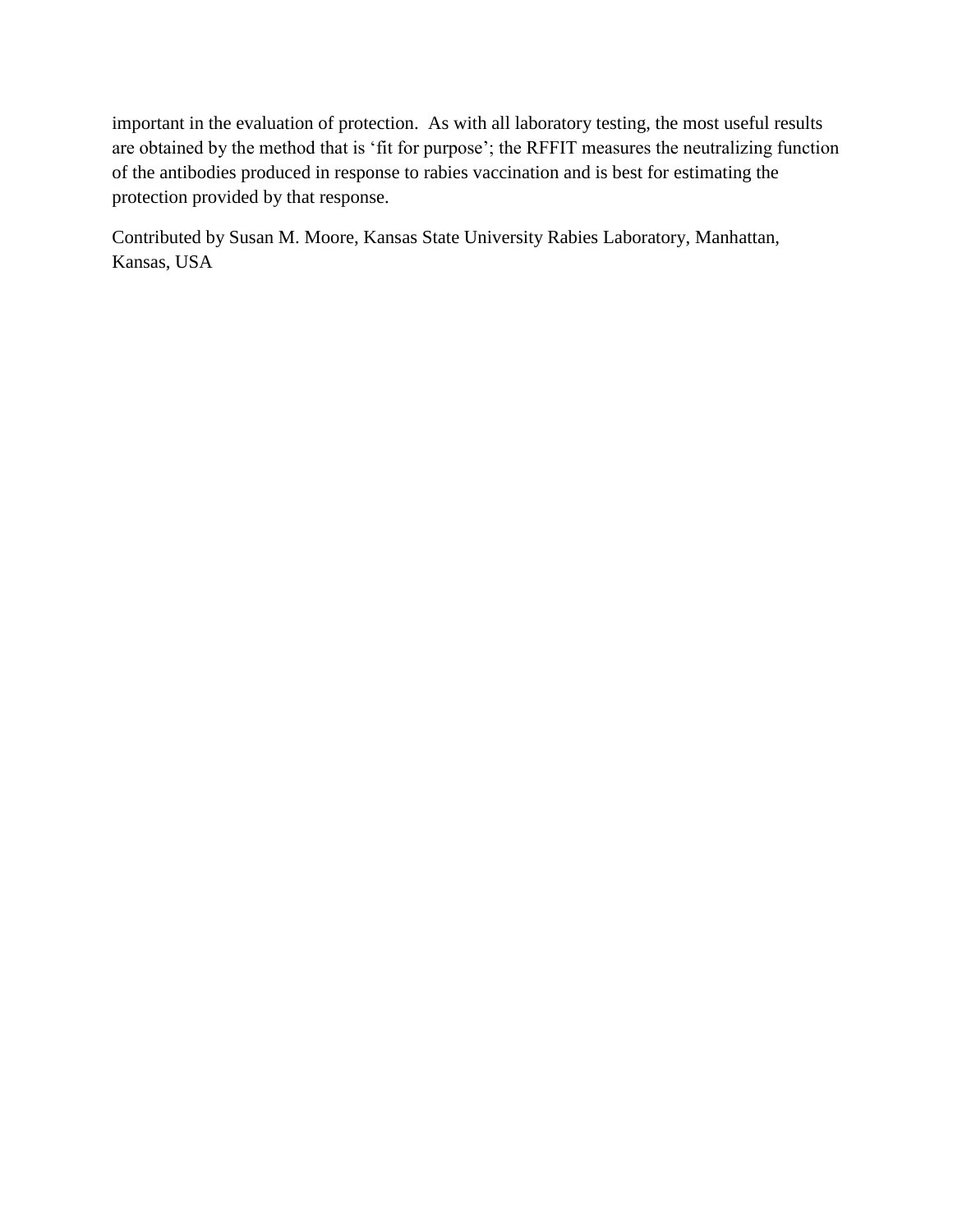important in the evaluation of protection. As with all laboratory testing, the most useful results are obtained by the method that is 'fit for purpose'; the RFFIT measures the neutralizing function of the antibodies produced in response to rabies vaccination and is best for estimating the protection provided by that response.

Contributed by Susan M. Moore, Kansas State University Rabies Laboratory, Manhattan, Kansas, USA